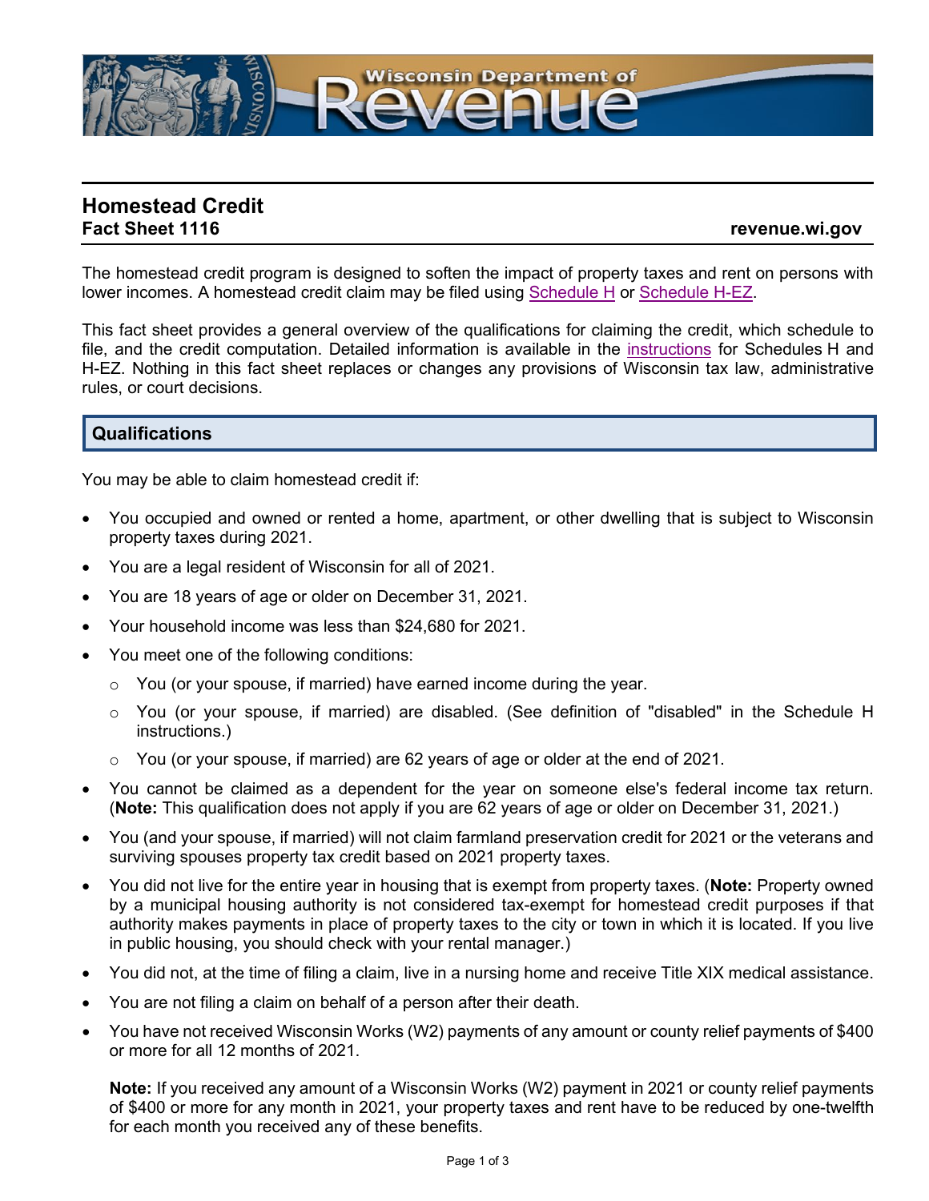# Homestead Credit

**Fact Sheet 1116** **revenue.wi.gov**

The homestead credit program is designed to soften the impact of property taxes and rent on persons with lower incomes. A homestead credit claim may be filed using Schedule H or Schedule H-EZ.

This fact sheet provides a general overview of the qualifications for claiming the credit, which schedule to file, and the credit computation. Detailed information is available in the instructions for Schedules H and H-EZ. Nothing in this fact sheet replaces or changes any provisions of Wisconsin tax law, administrative rules, or court decisions.

## Qualifications

You may be able to claim homestead credit if:

- You occupied and owned or rented a home, apartment, or other dwelling that is subject to Wisconsin property taxes during 2021.
- You are a legal resident of Wisconsin for all of 2021.
- You are 18 years of age or older on December 31, 2021.
- Your household income was less than $24,680 for 2021.
- You meet one of the following conditions:
  - You (or your spouse, if married) have earned income during the year.
  - You (or your spouse, if married) are disabled. (See definition of "disabled" in the Schedule H instructions.)
  - You (or your spouse, if married) are 62 years of age or older at the end of 2021.
- You cannot be claimed as a dependent for the year on someone else's federal income tax return. (**Note:** This qualification does not apply if you are 62 years of age or older on December 31, 2021.)
- You (and your spouse, if married) will not claim farmland preservation credit for 2021 or the veterans and surviving spouses property tax credit based on 2021 property taxes.
- You did not live for the entire year in housing that is exempt from property taxes. (**Note:** Property owned by a municipal housing authority is not considered tax-exempt for homestead credit purposes if that authority makes payments in place of property taxes to the city or town in which it is located. If you live in public housing, you should check with your rental manager.)
- You did not, at the time of filing a claim, live in a nursing home and receive Title XIX medical assistance.
- You are not filing a claim on behalf of a person after their death.
- You have not received Wisconsin Works (W2) payments of any amount or county relief payments of $400 or more for all 12 months of 2021.

  **Note:** If you received any amount of a Wisconsin Works (W2) payment in 2021 or county relief payments of $400 or more for any month in 2021, your property taxes and rent have to be reduced by one-twelfth for each month you received any of these benefits.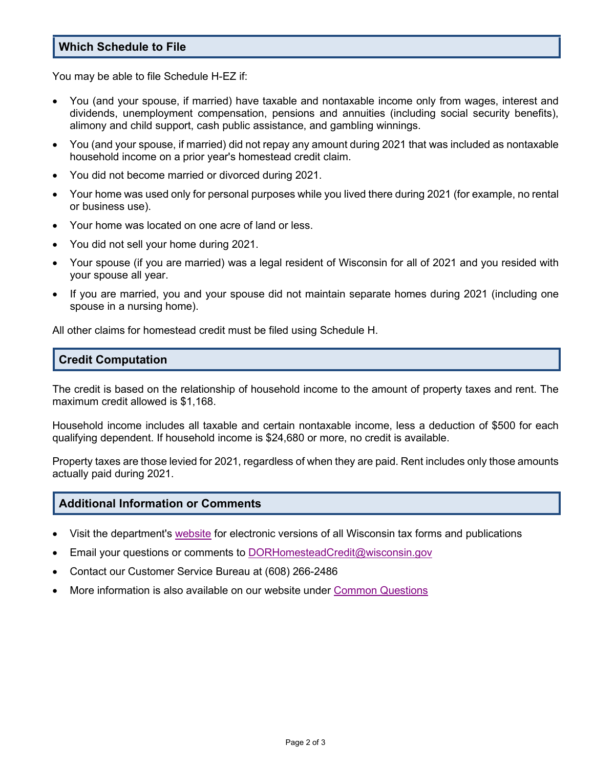## Which Schedule to File

You may be able to file Schedule H-EZ if:

- You (and your spouse, if married) have taxable and nontaxable income only from wages, interest and dividends, unemployment compensation, pensions and annuities (including social security benefits), alimony and child support, cash public assistance, and gambling winnings.
- You (and your spouse, if married) did not repay any amount during 2021 that was included as nontaxable household income on a prior year's homestead credit claim.
- You did not become married or divorced during 2021.
- Your home was used only for personal purposes while you lived there during 2021 (for example, no rental or business use).
- Your home was located on one acre of land or less.
- You did not sell your home during 2021.
- Your spouse (if you are married) was a legal resident of Wisconsin for all of 2021 and you resided with your spouse all year.
- If you are married, you and your spouse did not maintain separate homes during 2021 (including one spouse in a nursing home).

All other claims for homestead credit must be filed using Schedule H.

## Credit Computation

The credit is based on the relationship of household income to the amount of property taxes and rent. The maximum credit allowed is $1,168.

Household income includes all taxable and certain nontaxable income, less a deduction of $500 for each qualifying dependent. If household income is $24,680 or more, no credit is available.

Property taxes are those levied for 2021, regardless of when they are paid. Rent includes only those amounts actually paid during 2021.

## Additional Information or Comments

- Visit the department's website for electronic versions of all Wisconsin tax forms and publications
- Email your questions or comments to DORHomesteadCredit@wisconsin.gov
- Contact our Customer Service Bureau at (608) 266-2486
- More information is also available on our website under Common Questions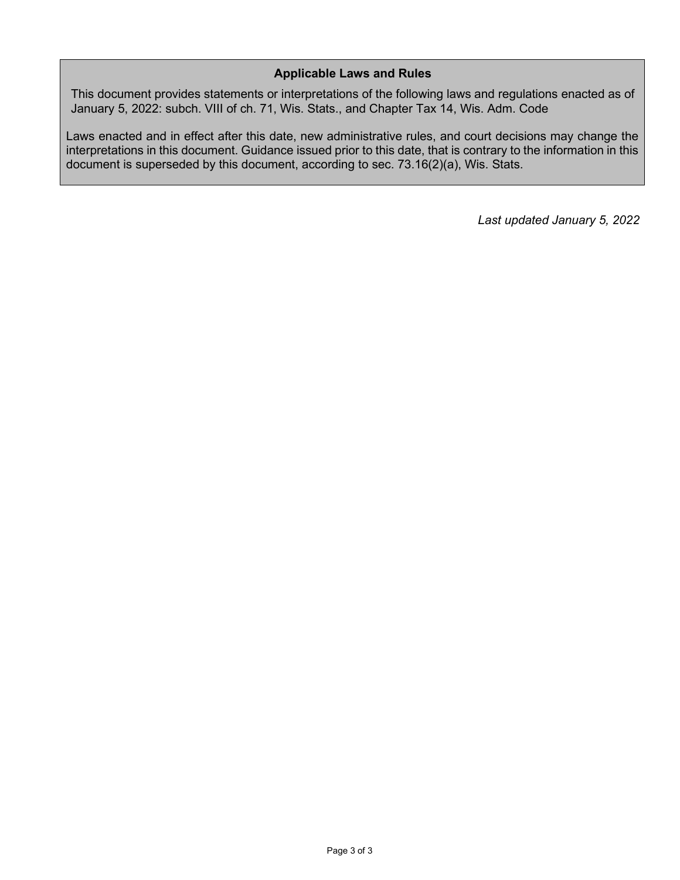## Applicable Laws and Rules

This document provides statements or interpretations of the following laws and regulations enacted as of January 5, 2022: subch. VIII of ch. 71, Wis. Stats., and Chapter Tax 14, Wis. Adm. Code

Laws enacted and in effect after this date, new administrative rules, and court decisions may change the interpretations in this document. Guidance issued prior to this date, that is contrary to the information in this document is superseded by this document, according to sec. 73.16(2)(a), Wis. Stats.

*Last updated January 5, 2022*